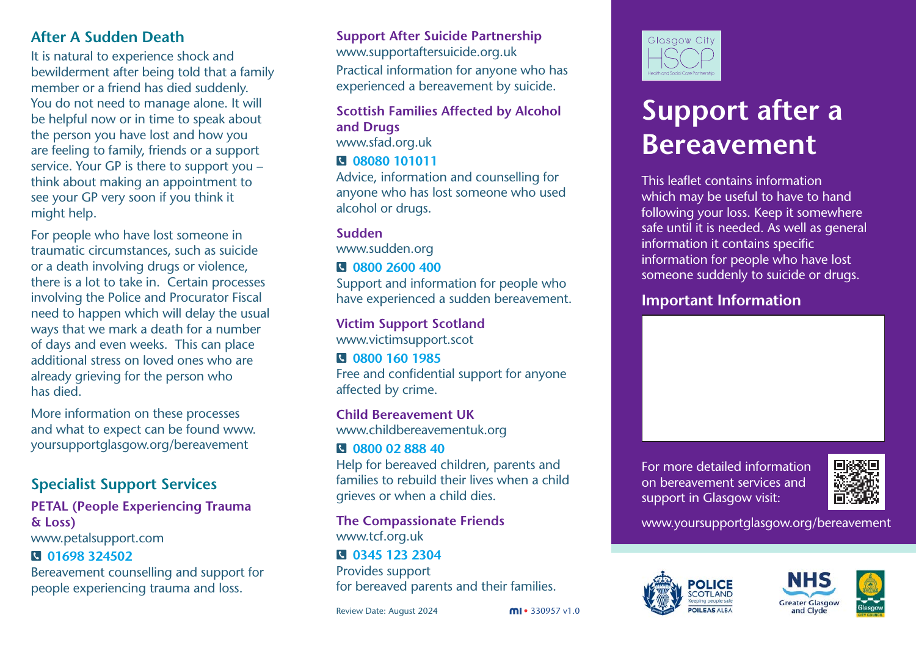## After A Sudden Death

It is natural to experience shock and bewilderment after being told that a family member or a friend has died suddenly. You do not need to manage alone. It will be helpful now or in time to speak about the person you have lost and how you are feeling to family, friends or a support service. Your GP is there to support you – think about making an appointment to see your GP very soon if you think it might help.

For people who have lost someone in traumatic circumstances, such as suicide or a death involving drugs or violence, there is a lot to take in. Certain processes involving the Police and Procurator Fiscal need to happen which will delay the usual ways that we mark a death for a number of days and even weeks. This can place additional stress on loved ones who are already grieving for the person who has died.

More information on these processes and what to expect can be found www.yoursupportglasgow.org/bereavement

## Specialist Support Services

### PETAL (People Experiencing Trauma & Loss)

www.petalsupport.com

**01698 324502**

Bereavement counselling and support for people experiencing trauma and loss.

### Support After Suicide Partnership

www.supportaftersuicide.org.uk

Practical information for anyone who has experienced a bereavement by suicide.

### Scottish Families Affected by Alcohol and Drugs

www.sfad.org.uk

**08080 101011**

Advice, information and counselling for anyone who has lost someone who used alcohol or drugs.

### Sudden

www.sudden.org

**0800 2600 400**

Support and information for people who have experienced a sudden bereavement.

### Victim Support Scotland

www.victimsupport.scot

**0800 160 1985**

Free and confidential support for anyone affected by crime.

### Child Bereavement UK

www.childbereavementuk.org

**0800 02 888 40**

Help for bereaved children, parents and families to rebuild their lives when a child grieves or when a child dies.

### The Compassionate Friends

www.tcf.org.uk

**0345 123 2304**

Provides support for bereaved parents and their families.

Review Date: August 2024

mi • 330957 v1.0

Glasgow City HSCP
Health and Social Care Partnership

# Support after a Bereavement

This leaflet contains information which may be useful to have to hand following your loss. Keep it somewhere safe until it is needed. As well as general information it contains specific information for people who have lost someone suddenly to suicide or drugs.

## Important Information

For more detailed information on bereavement services and support in Glasgow visit:

www.yoursupportglasgow.org/bereavement

POLICE SCOTLAND – Keeping people safe – POILEAS ALBA

NHS Greater Glasgow and Clyde

Glasgow City Council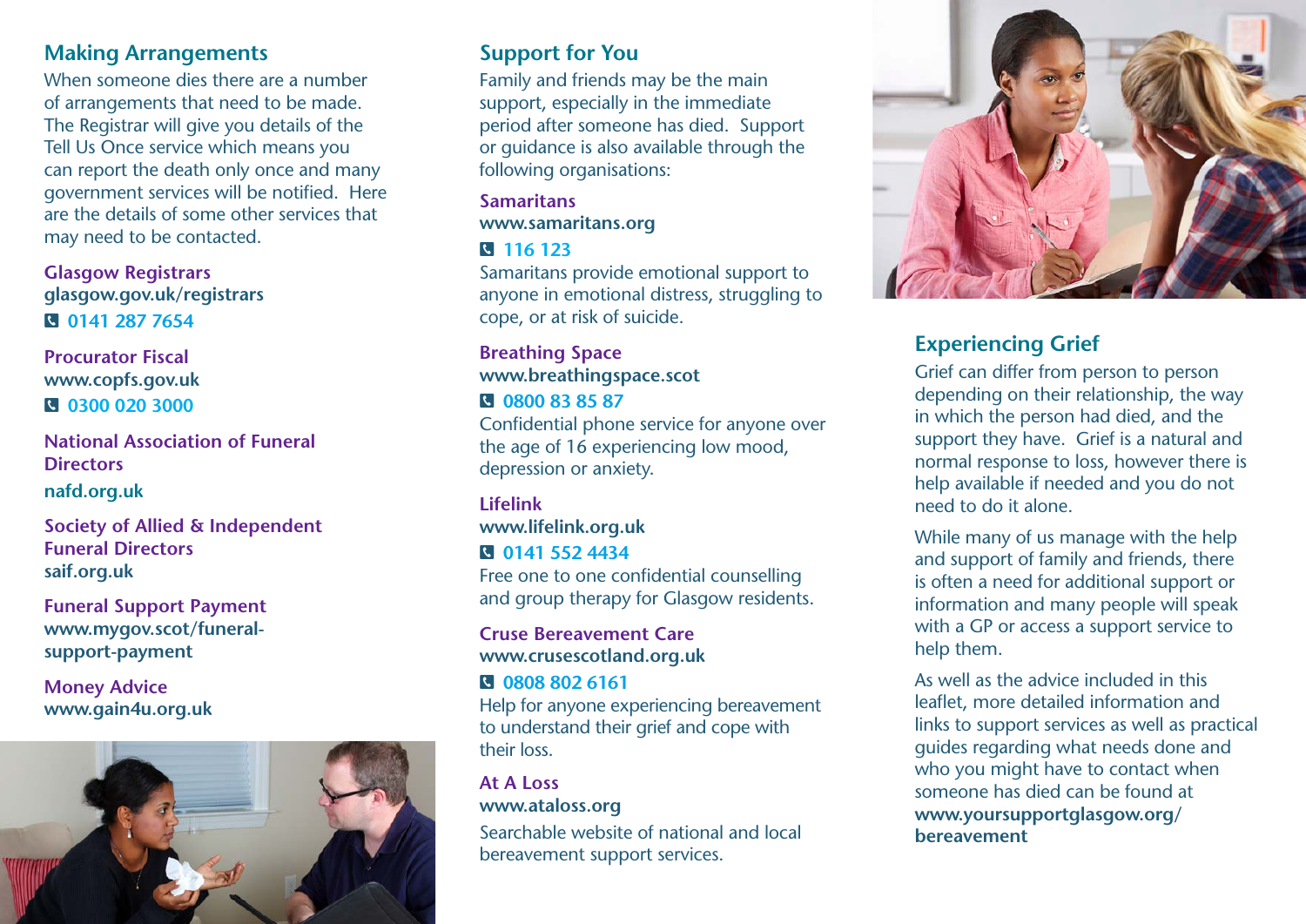## Making Arrangements

When someone dies there are a number of arrangements that need to be made. The Registrar will give you details of the Tell Us Once service which means you can report the death only once and many government services will be notified. Here are the details of some other services that may need to be contacted.

**Glasgow Registrars**
**glasgow.gov.uk/registrars**
☎ 0141 287 7654

**Procurator Fiscal**
**www.copfs.gov.uk**
☎ 0300 020 3000

**National Association of Funeral Directors**
**nafd.org.uk**

**Society of Allied & Independent Funeral Directors**
**saif.org.uk**

**Funeral Support Payment**
**www.mygov.scot/funeral-support-payment**

**Money Advice**
**www.gain4u.org.uk**

## Support for You

Family and friends may be the main support, especially in the immediate period after someone has died. Support or guidance is also available through the following organisations:

**Samaritans**
**www.samaritans.org**
☎ 116 123
Samaritans provide emotional support to anyone in emotional distress, struggling to cope, or at risk of suicide.

**Breathing Space**
**www.breathingspace.scot**
☎ 0800 83 85 87
Confidential phone service for anyone over the age of 16 experiencing low mood, depression or anxiety.

**Lifelink**
**www.lifelink.org.uk**
☎ 0141 552 4434
Free one to one confidential counselling and group therapy for Glasgow residents.

**Cruse Bereavement Care**
**www.crusescotland.org.uk**
☎ 0808 802 6161
Help for anyone experiencing bereavement to understand their grief and cope with their loss.

**At A Loss**
**www.ataloss.org**
Searchable website of national and local bereavement support services.

## Experiencing Grief

Grief can differ from person to person depending on their relationship, the way in which the person had died, and the support they have. Grief is a natural and normal response to loss, however there is help available if needed and you do not need to do it alone.

While many of us manage with the help and support of family and friends, there is often a need for additional support or information and many people will speak with a GP or access a support service to help them.

As well as the advice included in this leaflet, more detailed information and links to support services as well as practical guides regarding what needs done and who you might have to contact when someone has died can be found at **www.yoursupportglasgow.org/bereavement**